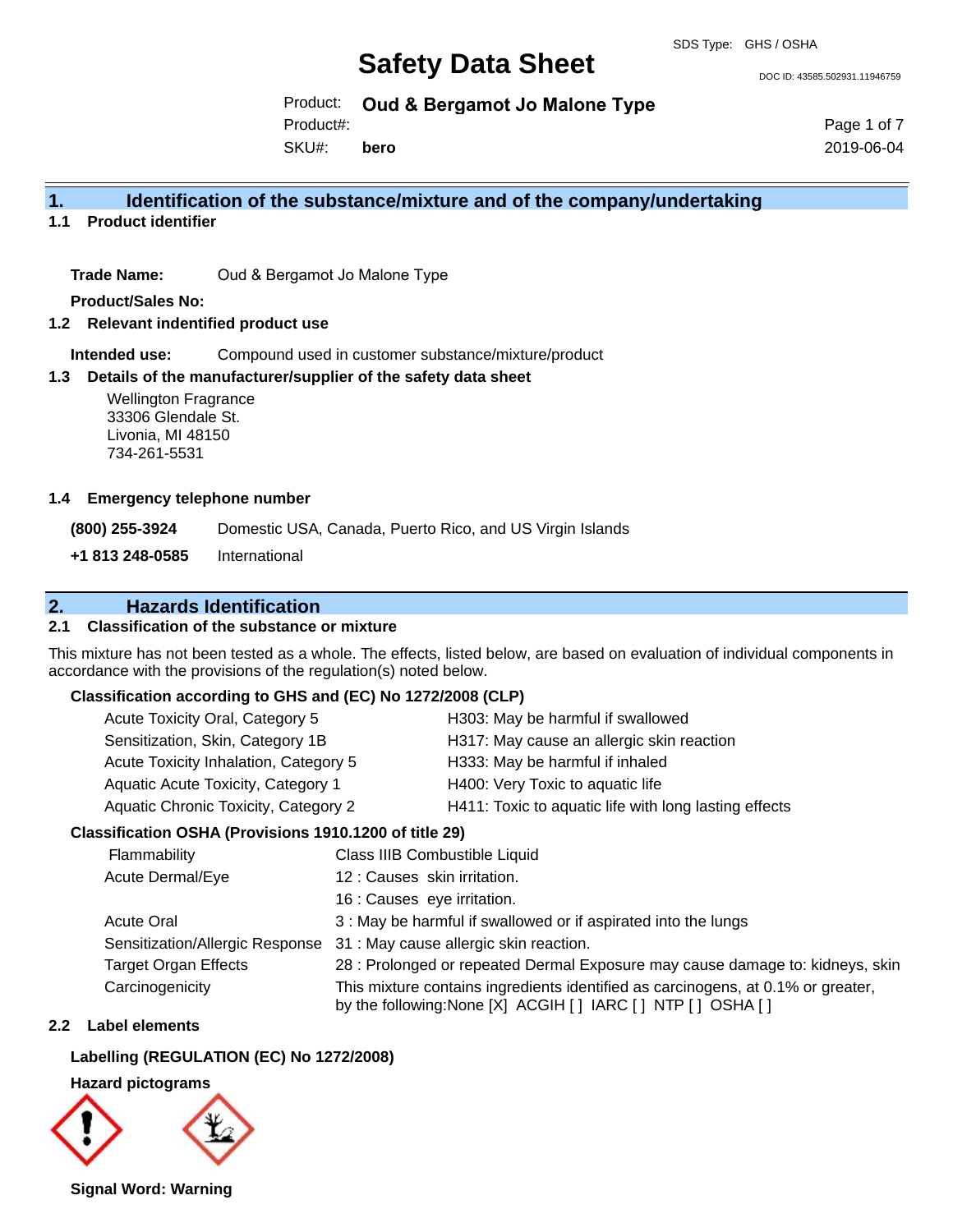SDS Type: GHS / OSHA

# Safety Data Sheet

DOC ID: 43585.502931.11946759

Product: **Oud & Bergamot Jo Malone Type**
Product#:
SKU#: **bero**

2019-06-04

## 1. Identification of the substance/mixture and of the company/undertaking

### 1.1 Product identifier

**Trade Name:** Oud & Bergamot Jo Malone Type

**Product/Sales No:**

### 1.2 Relevant indentified product use

**Intended use:** Compound used in customer substance/mixture/product

### 1.3 Details of the manufacturer/supplier of the safety data sheet

Wellington Fragrance
33306 Glendale St.
Livonia, MI 48150
734-261-5531

### 1.4 Emergency telephone number

**(800) 255-3924** Domestic USA, Canada, Puerto Rico, and US Virgin Islands

**+1 813 248-0585** International

## 2. Hazards Identification

### 2.1 Classification of the substance or mixture

This mixture has not been tested as a whole. The effects, listed below, are based on evaluation of individual components in accordance with the provisions of the regulation(s) noted below.

**Classification according to GHS and (EC) No 1272/2008 (CLP)**

| | |
|---|---|
| Acute Toxicity Oral, Category 5 | H303: May be harmful if swallowed |
| Sensitization, Skin, Category 1B | H317: May cause an allergic skin reaction |
| Acute Toxicity Inhalation, Category 5 | H333: May be harmful if inhaled |
| Aquatic Acute Toxicity, Category 1 | H400: Very Toxic to aquatic life |
| Aquatic Chronic Toxicity, Category 2 | H411: Toxic to aquatic life with long lasting effects |

**Classification OSHA (Provisions 1910.1200 of title 29)**

| | |
|---|---|
| Flammability | Class IIIB Combustible Liquid |
| Acute Dermal/Eye | 12 : Causes skin irritation. |
| | 16 : Causes eye irritation. |
| Acute Oral | 3 : May be harmful if swallowed or if aspirated into the lungs |
| Sensitization/Allergic Response | 31 : May cause allergic skin reaction. |
| Target Organ Effects | 28 : Prolonged or repeated Dermal Exposure may cause damage to: kidneys, skin |
| Carcinogenicity | This mixture contains ingredients identified as carcinogens, at 0.1% or greater, by the following:None [X] ACGIH [ ] IARC [ ] NTP [ ] OSHA [ ] |

### 2.2 Label elements

**Labelling (REGULATION (EC) No 1272/2008)**

**Hazard pictograms**

**Signal Word: Warning**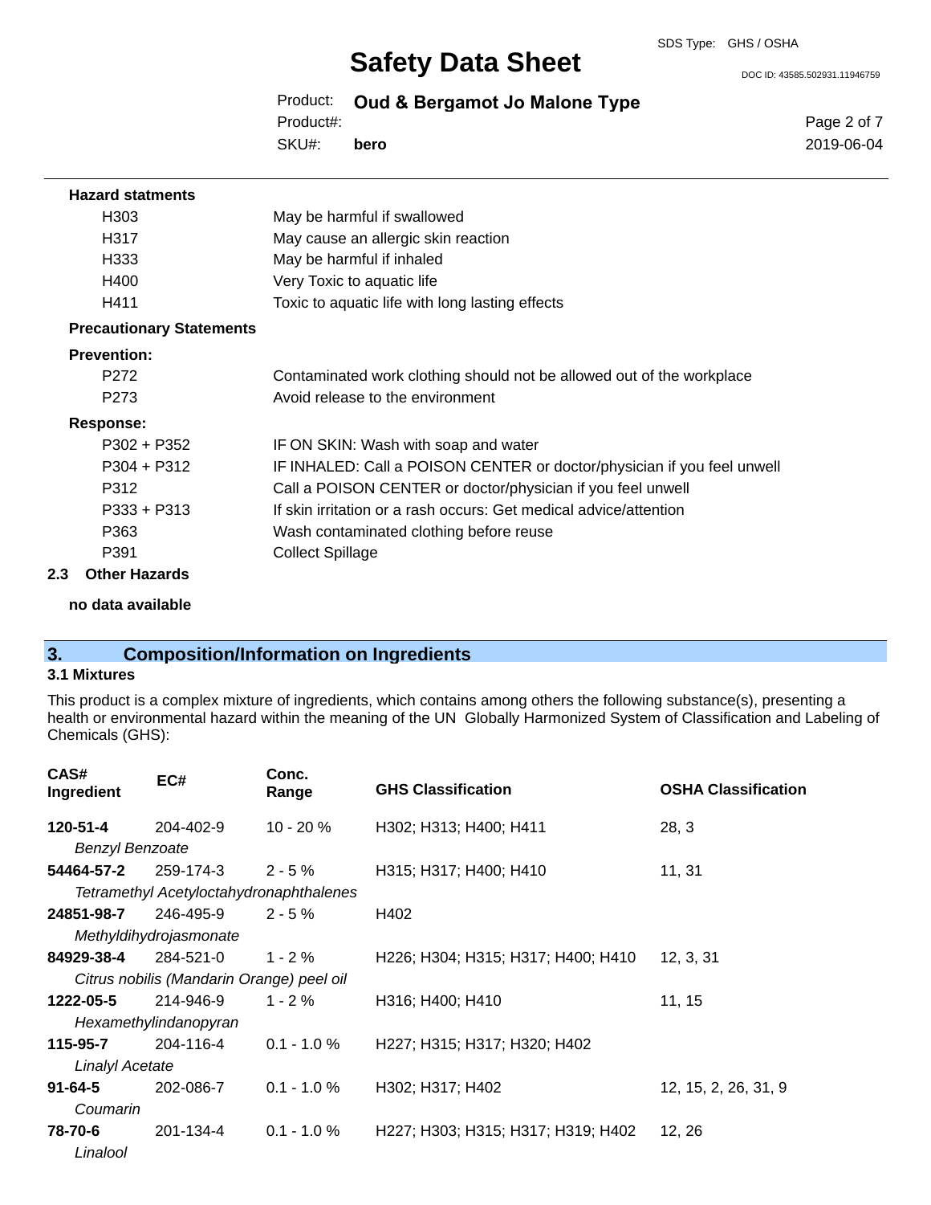**Hazard statments**

| | |
|---|---|
| H303 | May be harmful if swallowed |
| H317 | May cause an allergic skin reaction |
| H333 | May be harmful if inhaled |
| H400 | Very Toxic to aquatic life |
| H411 | Toxic to aquatic life with long lasting effects |

**Precautionary Statements**

**Prevention:**

| | |
|---|---|
| P272 | Contaminated work clothing should not be allowed out of the workplace |
| P273 | Avoid release to the environment |

**Response:**

| | |
|---|---|
| P302 + P352 | IF ON SKIN: Wash with soap and water |
| P304 + P312 | IF INHALED: Call a POISON CENTER or doctor/physician if you feel unwell |
| P312 | Call a POISON CENTER or doctor/physician if you feel unwell |
| P333 + P313 | If skin irritation or a rash occurs: Get medical advice/attention |
| P363 | Wash contaminated clothing before reuse |
| P391 | Collect Spillage |

### 2.3 Other Hazards

**no data available**

## 3. Composition/Information on Ingredients

### 3.1 Mixtures

This product is a complex mixture of ingredients, which contains among others the following substance(s), presenting a health or environmental hazard within the meaning of the UN Globally Harmonized System of Classification and Labeling of Chemicals (GHS):

| CAS# Ingredient | EC# | Conc. Range | GHS Classification | OSHA Classification |
|---|---|---|---|---|
| **120-51-4** *Benzyl Benzoate* | 204-402-9 | 10 - 20 % | H302; H313; H400; H411 | 28, 3 |
| **54464-57-2** *Tetramethyl Acetyloctahydronaphthalenes* | 259-174-3 | 2 - 5 % | H315; H317; H400; H410 | 11, 31 |
| **24851-98-7** *Methyldihydrojasmonate* | 246-495-9 | 2 - 5 % | H402 | |
| **84929-38-4** *Citrus nobilis (Mandarin Orange) peel oil* | 284-521-0 | 1 - 2 % | H226; H304; H315; H317; H400; H410 | 12, 3, 31 |
| **1222-05-5** *Hexamethylindanopyran* | 214-946-9 | 1 - 2 % | H316; H400; H410 | 11, 15 |
| **115-95-7** *Linalyl Acetate* | 204-116-4 | 0.1 - 1.0 % | H227; H315; H317; H320; H402 | |
| **91-64-5** *Coumarin* | 202-086-7 | 0.1 - 1.0 % | H302; H317; H402 | 12, 15, 2, 26, 31, 9 |
| **78-70-6** *Linalool* | 201-134-4 | 0.1 - 1.0 % | H227; H303; H315; H317; H319; H402 | 12, 26 |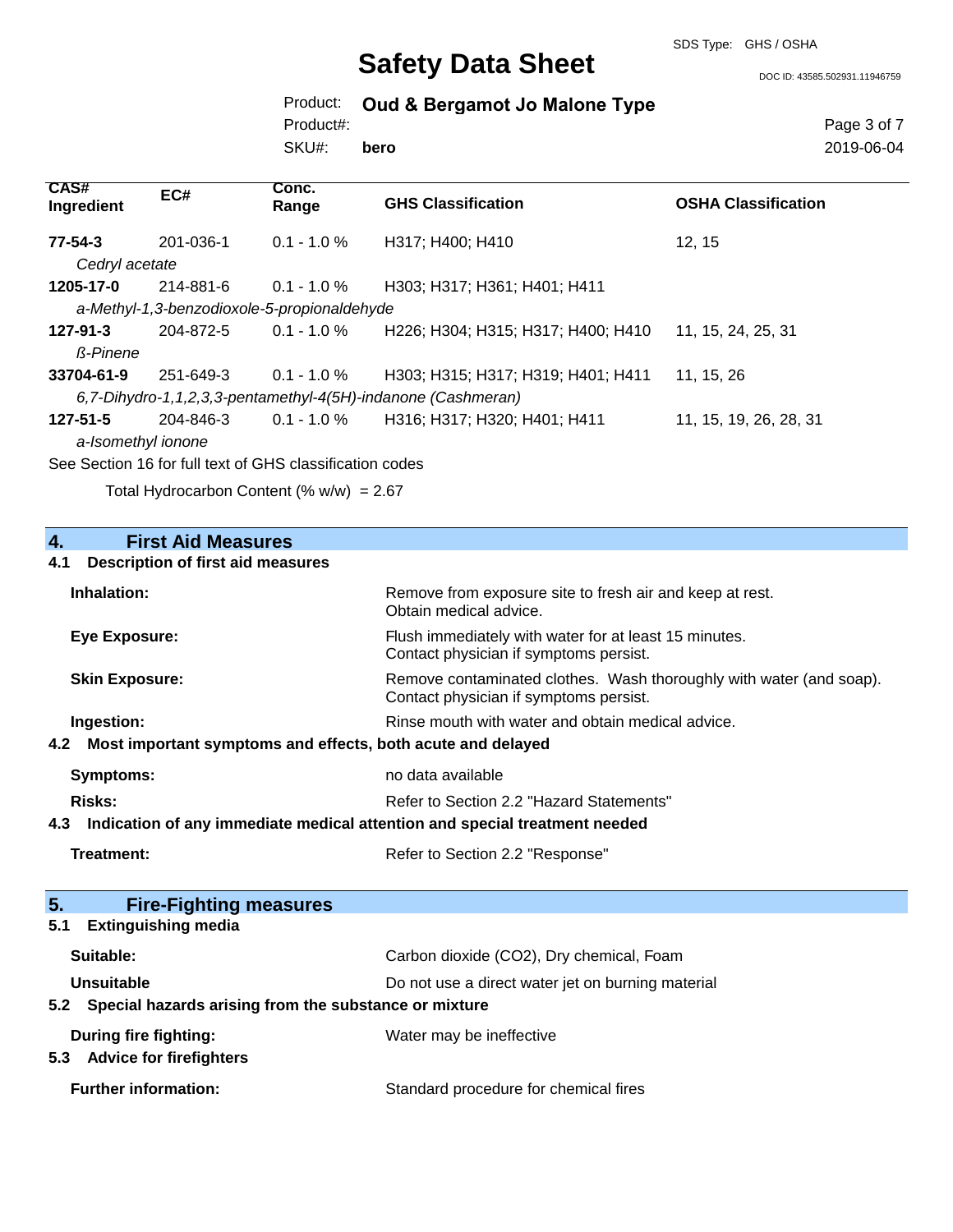| CAS# Ingredient | EC# | Conc. Range | GHS Classification | OSHA Classification |
|---|---|---|---|---|
| **77-54-3** | 201-036-1 | 0.1 - 1.0 % | H317; H400; H410 | 12, 15 |
| *Cedryl acetate* | | | | |
| **1205-17-0** | 214-881-6 | 0.1 - 1.0 % | H303; H317; H361; H401; H411 | |
| *a-Methyl-1,3-benzodioxole-5-propionaldehyde* | | | | |
| **127-91-3** | 204-872-5 | 0.1 - 1.0 % | H226; H304; H315; H317; H400; H410 | 11, 15, 24, 25, 31 |
| *ß-Pinene* | | | | |
| **33704-61-9** | 251-649-3 | 0.1 - 1.0 % | H303; H315; H317; H319; H401; H411 | 11, 15, 26 |
| *6,7-Dihydro-1,1,2,3,3-pentamethyl-4(5H)-indanone (Cashmeran)* | | | | |
| **127-51-5** | 204-846-3 | 0.1 - 1.0 % | H316; H317; H320; H401; H411 | 11, 15, 19, 26, 28, 31 |
| *a-Isomethyl ionone* | | | | |

See Section 16 for full text of GHS classification codes

Total Hydrocarbon Content (% w/w) = 2.67

## 4. First Aid Measures

### 4.1 Description of first aid measures

**Inhalation:** Remove from exposure site to fresh air and keep at rest. Obtain medical advice.

**Eye Exposure:** Flush immediately with water for at least 15 minutes. Contact physician if symptoms persist.

**Skin Exposure:** Remove contaminated clothes. Wash thoroughly with water (and soap). Contact physician if symptoms persist.

**Ingestion:** Rinse mouth with water and obtain medical advice.

### 4.2 Most important symptoms and effects, both acute and delayed

**Symptoms:** no data available

**Risks:** Refer to Section 2.2 "Hazard Statements"

### 4.3 Indication of any immediate medical attention and special treatment needed

**Treatment:** Refer to Section 2.2 "Response"

## 5. Fire-Fighting measures

### 5.1 Extinguishing media

**Suitable:** Carbon dioxide ($CO_2$), Dry chemical, Foam

**Unsuitable** Do not use a direct water jet on burning material

### 5.2 Special hazards arising from the substance or mixture

**During fire fighting:** Water may be ineffective

### 5.3 Advice for firefighters

**Further information:** Standard procedure for chemical fires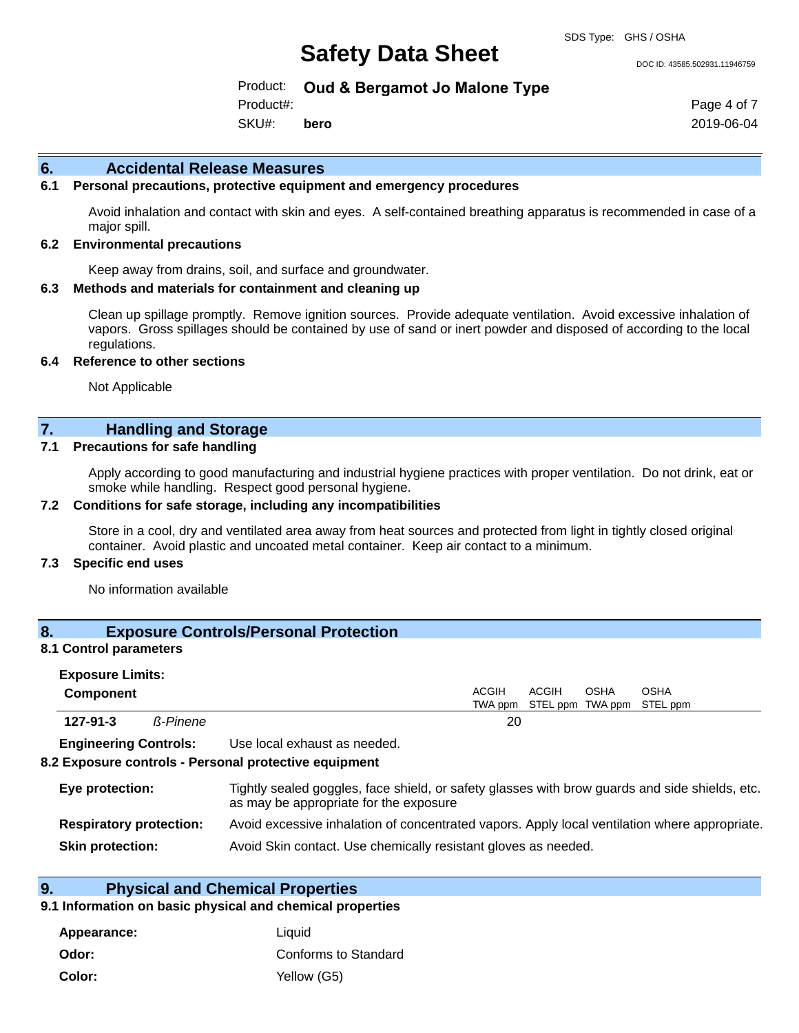## 6. Accidental Release Measures

### 6.1 Personal precautions, protective equipment and emergency procedures

Avoid inhalation and contact with skin and eyes. A self-contained breathing apparatus is recommended in case of a major spill.

### 6.2 Environmental precautions

Keep away from drains, soil, and surface and groundwater.

### 6.3 Methods and materials for containment and cleaning up

Clean up spillage promptly. Remove ignition sources. Provide adequate ventilation. Avoid excessive inhalation of vapors. Gross spillages should be contained by use of sand or inert powder and disposed of according to the local regulations.

### 6.4 Reference to other sections

Not Applicable

## 7. Handling and Storage

### 7.1 Precautions for safe handling

Apply according to good manufacturing and industrial hygiene practices with proper ventilation. Do not drink, eat or smoke while handling. Respect good personal hygiene.

### 7.2 Conditions for safe storage, including any incompatibilities

Store in a cool, dry and ventilated area away from heat sources and protected from light in tightly closed original container. Avoid plastic and uncoated metal container. Keep air contact to a minimum.

### 7.3 Specific end uses

No information available

## 8. Exposure Controls/Personal Protection

### 8.1 Control parameters

**Exposure Limits:**

| Component | | ACGIH TWA ppm | ACGIH STEL ppm | OSHA TWA ppm | OSHA STEL ppm |
|---|---|---|---|---|---|
| **127-91-3** | *ß-Pinene* | 20 | | | |

**Engineering Controls:** Use local exhaust as needed.

### 8.2 Exposure controls - Personal protective equipment

**Eye protection:** Tightly sealed goggles, face shield, or safety glasses with brow guards and side shields, etc. as may be appropriate for the exposure

**Respiratory protection:** Avoid excessive inhalation of concentrated vapors. Apply local ventilation where appropriate.

**Skin protection:** Avoid Skin contact. Use chemically resistant gloves as needed.

## 9. Physical and Chemical Properties

### 9.1 Information on basic physical and chemical properties

**Appearance:** Liquid

**Odor:** Conforms to Standard

**Color:** Yellow (G5)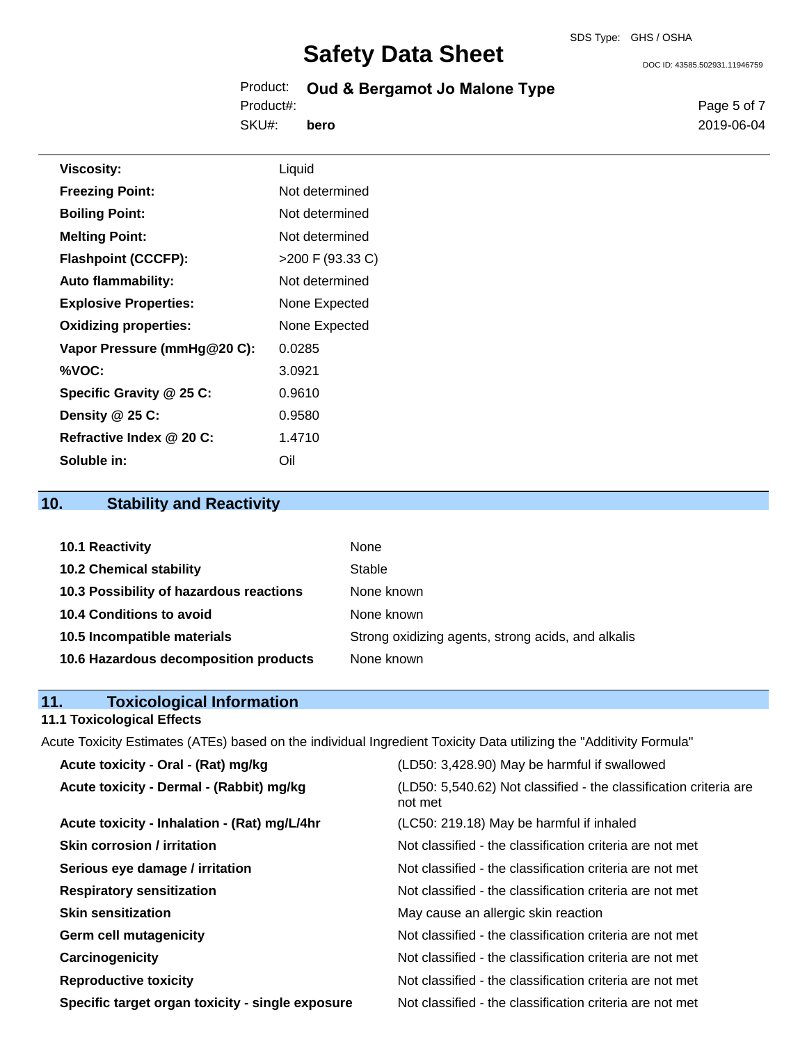| | |
|---|---|
| **Viscosity:** | Liquid |
| **Freezing Point:** | Not determined |
| **Boiling Point:** | Not determined |
| **Melting Point:** | Not determined |
| **Flashpoint (CCCFP):** | >200 F (93.33 C) |
| **Auto flammability:** | Not determined |
| **Explosive Properties:** | None Expected |
| **Oxidizing properties:** | None Expected |
| **Vapor Pressure (mmHg@20 C):** | 0.0285 |
| **%VOC:** | 3.0921 |
| **Specific Gravity @ 25 C:** | 0.9610 |
| **Density @ 25 C:** | 0.9580 |
| **Refractive Index @ 20 C:** | 1.4710 |
| **Soluble in:** | Oil |

## 10. Stability and Reactivity

| | |
|---|---|
| **10.1 Reactivity** | None |
| **10.2 Chemical stability** | Stable |
| **10.3 Possibility of hazardous reactions** | None known |
| **10.4 Conditions to avoid** | None known |
| **10.5 Incompatible materials** | Strong oxidizing agents, strong acids, and alkalis |
| **10.6 Hazardous decomposition products** | None known |

## 11. Toxicological Information

### 11.1 Toxicological Effects

Acute Toxicity Estimates (ATEs) based on the individual Ingredient Toxicity Data utilizing the "Additivity Formula"

| | |
|---|---|
| **Acute toxicity - Oral - (Rat) mg/kg** | (LD50: 3,428.90) May be harmful if swallowed |
| **Acute toxicity - Dermal - (Rabbit) mg/kg** | (LD50: 5,540.62) Not classified - the classification criteria are not met |
| **Acute toxicity - Inhalation - (Rat) mg/L/4hr** | (LC50: 219.18) May be harmful if inhaled |
| **Skin corrosion / irritation** | Not classified - the classification criteria are not met |
| **Serious eye damage / irritation** | Not classified - the classification criteria are not met |
| **Respiratory sensitization** | Not classified - the classification criteria are not met |
| **Skin sensitization** | May cause an allergic skin reaction |
| **Germ cell mutagenicity** | Not classified - the classification criteria are not met |
| **Carcinogenicity** | Not classified - the classification criteria are not met |
| **Reproductive toxicity** | Not classified - the classification criteria are not met |
| **Specific target organ toxicity - single exposure** | Not classified - the classification criteria are not met |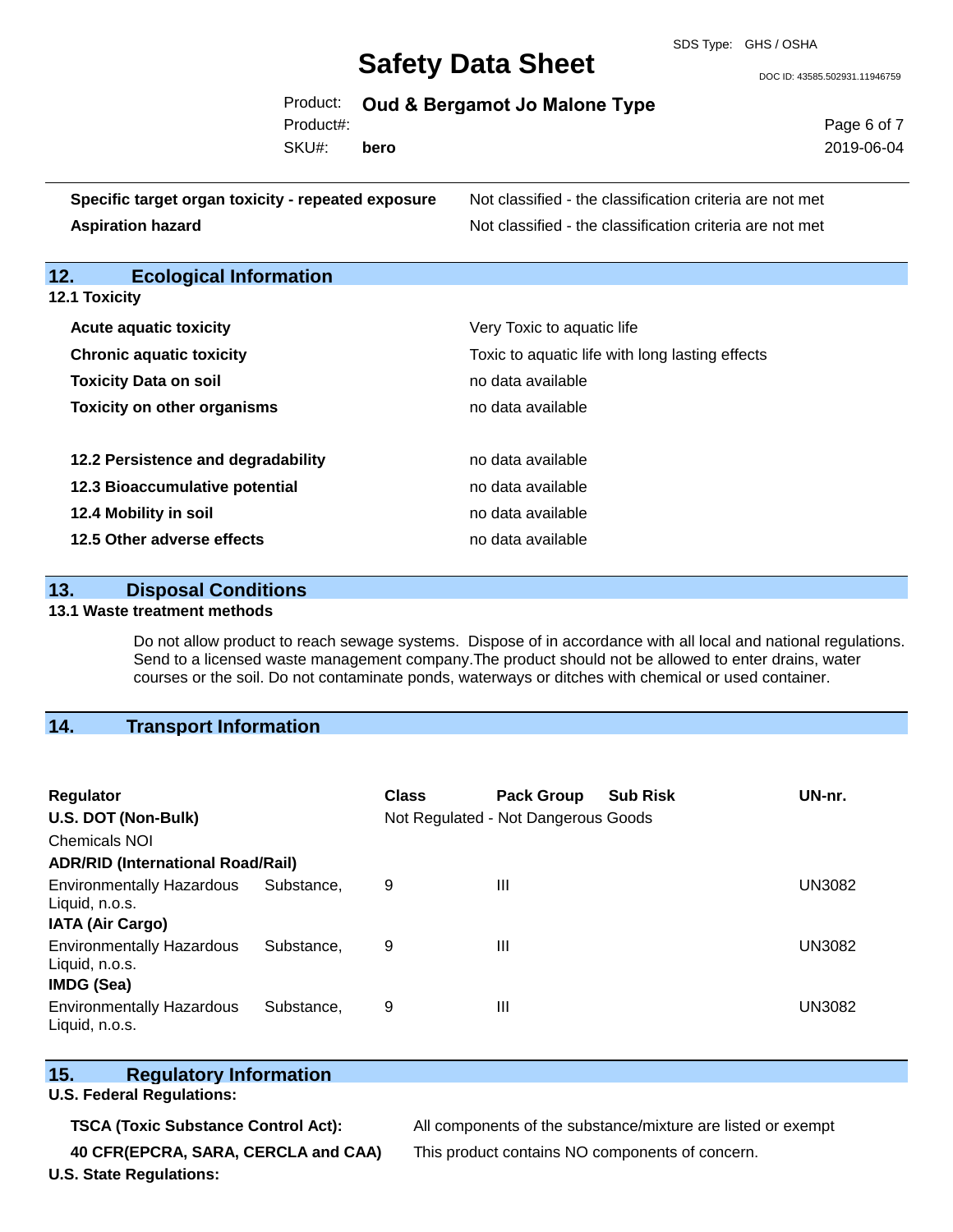| | |
|---|---|
| **Specific target organ toxicity - repeated exposure** | Not classified - the classification criteria are not met |
| **Aspiration hazard** | Not classified - the classification criteria are not met |

## 12. Ecological Information

### 12.1 Toxicity

| | |
|---|---|
| **Acute aquatic toxicity** | Very Toxic to aquatic life |
| **Chronic aquatic toxicity** | Toxic to aquatic life with long lasting effects |
| **Toxicity Data on soil** | no data available |
| **Toxicity on other organisms** | no data available |

| | |
|---|---|
| **12.2 Persistence and degradability** | no data available |
| **12.3 Bioaccumulative potential** | no data available |
| **12.4 Mobility in soil** | no data available |
| **12.5 Other adverse effects** | no data available |

## 13. Disposal Conditions

### 13.1 Waste treatment methods

Do not allow product to reach sewage systems. Dispose of in accordance with all local and national regulations. Send to a licensed waste management company.The product should not be allowed to enter drains, water courses or the soil. Do not contaminate ponds, waterways or ditches with chemical or used container.

## 14. Transport Information

| Regulator | Class | Pack Group | Sub Risk | UN-nr. |
|---|---|---|---|---|
| **U.S. DOT (Non-Bulk)** | Not Regulated - Not Dangerous Goods | | | |
| Chemicals NOI | | | | |
| **ADR/RID (International Road/Rail)** | | | | |
| Environmentally Hazardous Substance, Liquid, n.o.s. | 9 | III | | UN3082 |
| **IATA (Air Cargo)** | | | | |
| Environmentally Hazardous Substance, Liquid, n.o.s. | 9 | III | | UN3082 |
| **IMDG (Sea)** | | | | |
| Environmentally Hazardous Substance, Liquid, n.o.s. | 9 | III | | UN3082 |

## 15. Regulatory Information

**U.S. Federal Regulations:**

| | |
|---|---|
| **TSCA (Toxic Substance Control Act):** | All components of the substance/mixture are listed or exempt |
| **40 CFR(EPCRA, SARA, CERCLA and CAA)** | This product contains NO components of concern. |

**U.S. State Regulations:**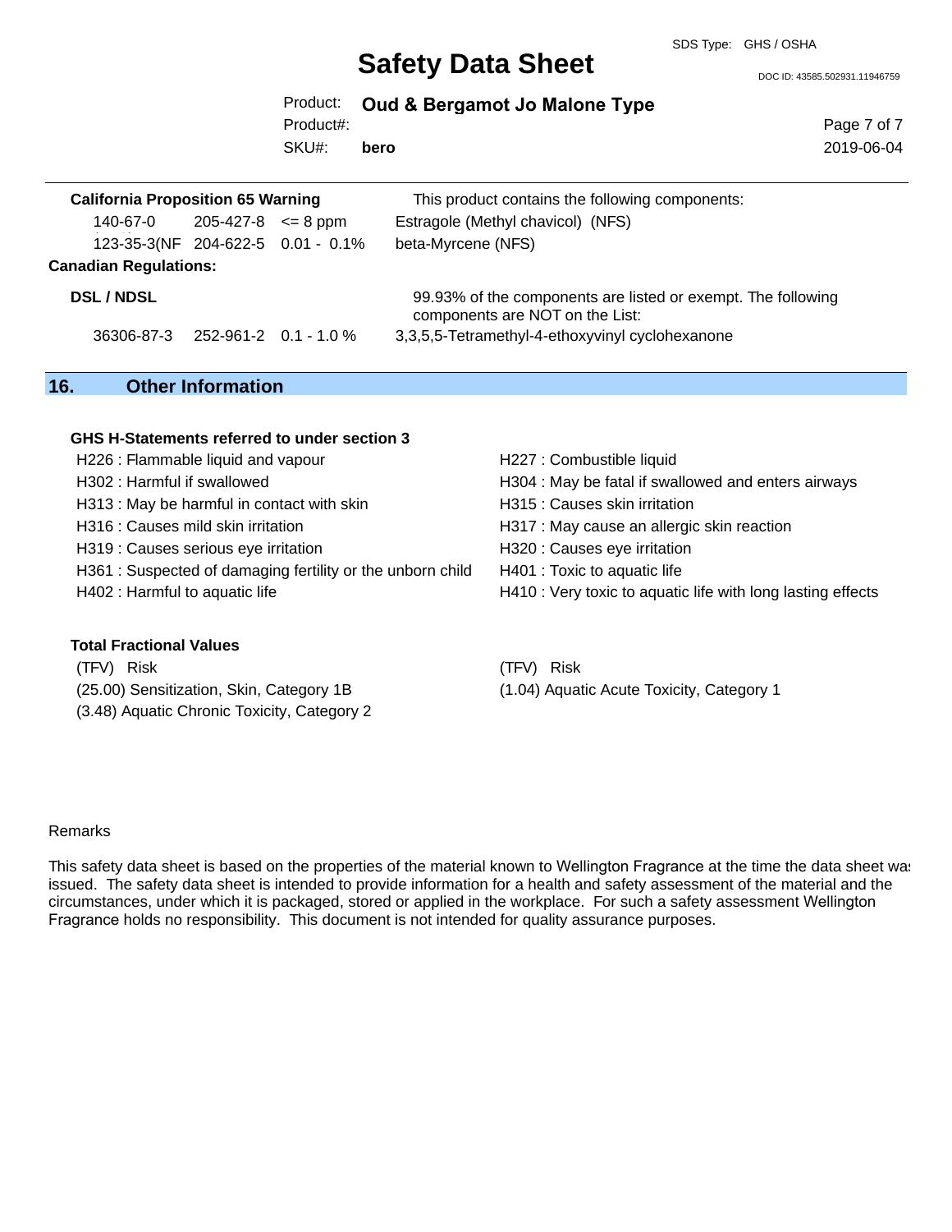**California Proposition 65 Warning**

This product contains the following components:

| | | | |
|---|---|---|---|
| 140-67-0 | 205-427-8 | <= 8 ppm | Estragole (Methyl chavicol) (NFS) |
| 123-35-3(NF | 204-622-5 | 0.01 - 0.1% | beta-Myrcene (NFS) |

**Canadian Regulations:**

**DSL / NDSL**

99.93% of the components are listed or exempt. The following components are NOT on the List:

| | | | |
|---|---|---|---|
| 36306-87-3 | 252-961-2 | 0.1 - 1.0 % | 3,3,5,5-Tetramethyl-4-ethoxyvinyl cyclohexanone |

## 16. Other Information

**GHS H-Statements referred to under section 3**

- H226 : Flammable liquid and vapour
- H227 : Combustible liquid
- H302 : Harmful if swallowed
- H304 : May be fatal if swallowed and enters airways
- H313 : May be harmful in contact with skin
- H315 : Causes skin irritation
- H316 : Causes mild skin irritation
- H317 : May cause an allergic skin reaction
- H319 : Causes serious eye irritation
- H320 : Causes eye irritation
- H361 : Suspected of damaging fertility or the unborn child
- H401 : Toxic to aquatic life
- H402 : Harmful to aquatic life
- H410 : Very toxic to aquatic life with long lasting effects

**Total Fractional Values**

| (TFV) | Risk |
|---|---|
| (25.00) | Sensitization, Skin, Category 1B |
| (1.04) | Aquatic Acute Toxicity, Category 1 |
| (3.48) | Aquatic Chronic Toxicity, Category 2 |

Remarks

This safety data sheet is based on the properties of the material known to Wellington Fragrance at the time the data sheet was issued. The safety data sheet is intended to provide information for a health and safety assessment of the material and the circumstances, under which it is packaged, stored or applied in the workplace. For such a safety assessment Wellington Fragrance holds no responsibility. This document is not intended for quality assurance purposes.